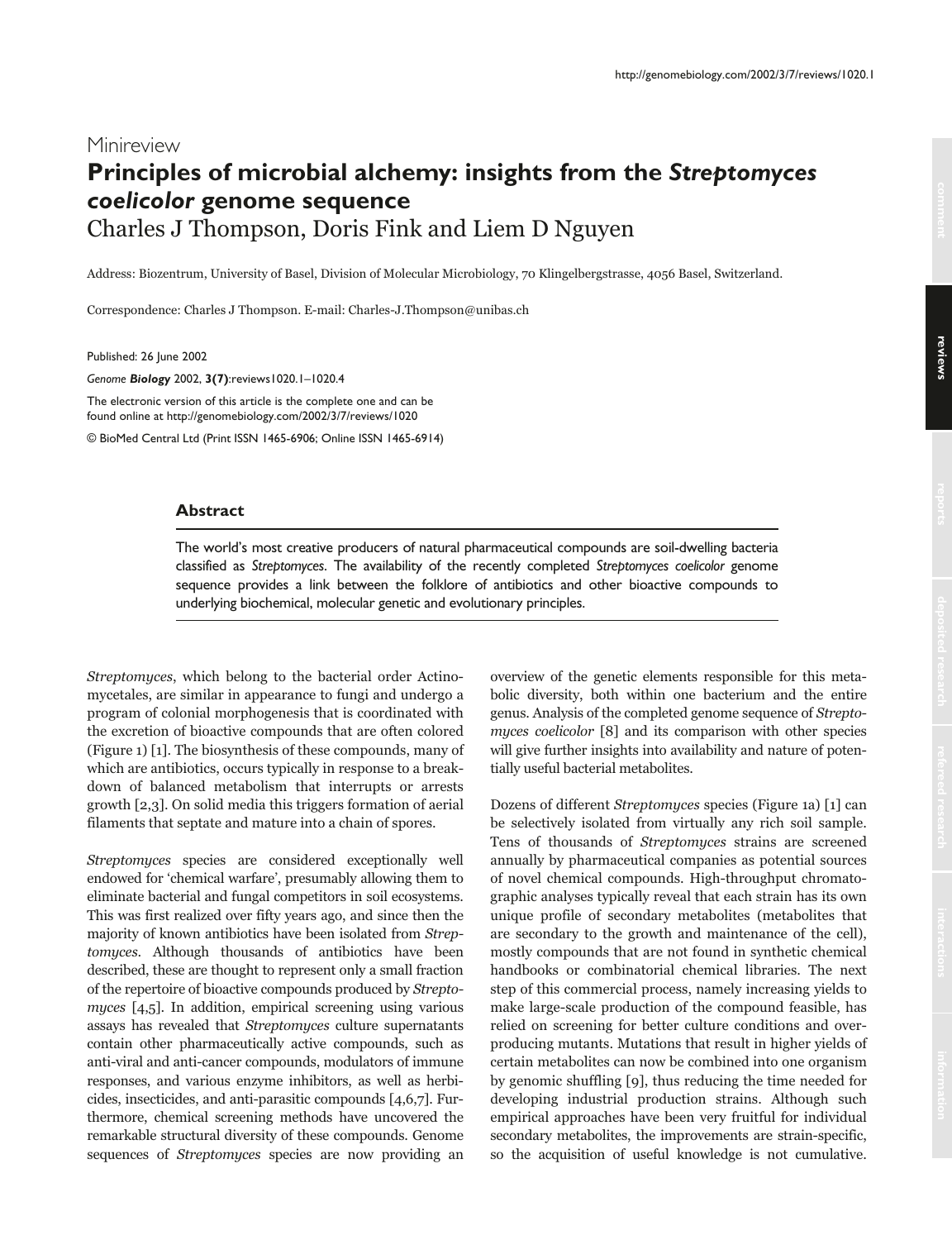Minireview

# Principles of microbial alchemy: insights from the *Streptomyces coelicolor* genome sequence

Charles J Thompson, Doris Fink and Liem D Nguyen

Address: Biozentrum, University of Basel, Division of Molecular Microbiology, 70 Klingelbergstrasse, 4056 Basel, Switzerland.

Correspondence: Charles J Thompson. E-mail: Charles-J.Thompson@unibas.ch

Published: 26 June 2002

*Genome* ***Biology*** 2002, **3(7)**:reviews1020.1–1020.4

The electronic version of this article is the complete one and can be found online at http://genomebiology.com/2002/3/7/reviews/1020

© BioMed Central Ltd (Print ISSN 1465-6906; Online ISSN 1465-6914)

## Abstract

The world's most creative producers of natural pharmaceutical compounds are soil-dwelling bacteria classified as *Streptomyces*. The availability of the recently completed *Streptomyces coelicolor* genome sequence provides a link between the folklore of antibiotics and other bioactive compounds to underlying biochemical, molecular genetic and evolutionary principles.

*Streptomyces*, which belong to the bacterial order Actinomycetales, are similar in appearance to fungi and undergo a program of colonial morphogenesis that is coordinated with the excretion of bioactive compounds that are often colored (Figure 1) [1]. The biosynthesis of these compounds, many of which are antibiotics, occurs typically in response to a breakdown of balanced metabolism that interrupts or arrests growth [2,3]. On solid media this triggers formation of aerial filaments that septate and mature into a chain of spores.

*Streptomyces* species are considered exceptionally well endowed for 'chemical warfare', presumably allowing them to eliminate bacterial and fungal competitors in soil ecosystems. This was first realized over fifty years ago, and since then the majority of known antibiotics have been isolated from *Streptomyces*. Although thousands of antibiotics have been described, these are thought to represent only a small fraction of the repertoire of bioactive compounds produced by *Streptomyces* [4,5]. In addition, empirical screening using various assays has revealed that *Streptomyces* culture supernatants contain other pharmaceutically active compounds, such as anti-viral and anti-cancer compounds, modulators of immune responses, and various enzyme inhibitors, as well as herbicides, insecticides, and anti-parasitic compounds [4,6,7]. Furthermore, chemical screening methods have uncovered the remarkable structural diversity of these compounds. Genome sequences of *Streptomyces* species are now providing an overview of the genetic elements responsible for this metabolic diversity, both within one bacterium and the entire genus. Analysis of the completed genome sequence of *Streptomyces coelicolor* [8] and its comparison with other species will give further insights into availability and nature of potentially useful bacterial metabolites.

Dozens of different *Streptomyces* species (Figure 1a) [1] can be selectively isolated from virtually any rich soil sample. Tens of thousands of *Streptomyces* strains are screened annually by pharmaceutical companies as potential sources of novel chemical compounds. High-throughput chromatographic analyses typically reveal that each strain has its own unique profile of secondary metabolites (metabolites that are secondary to the growth and maintenance of the cell), mostly compounds that are not found in synthetic chemical handbooks or combinatorial chemical libraries. The next step of this commercial process, namely increasing yields to make large-scale production of the compound feasible, has relied on screening for better culture conditions and overproducing mutants. Mutations that result in higher yields of certain metabolites can now be combined into one organism by genomic shuffling [9], thus reducing the time needed for developing industrial production strains. Although such empirical approaches have been very fruitful for individual secondary metabolites, the improvements are strain-specific, so the acquisition of useful knowledge is not cumulative.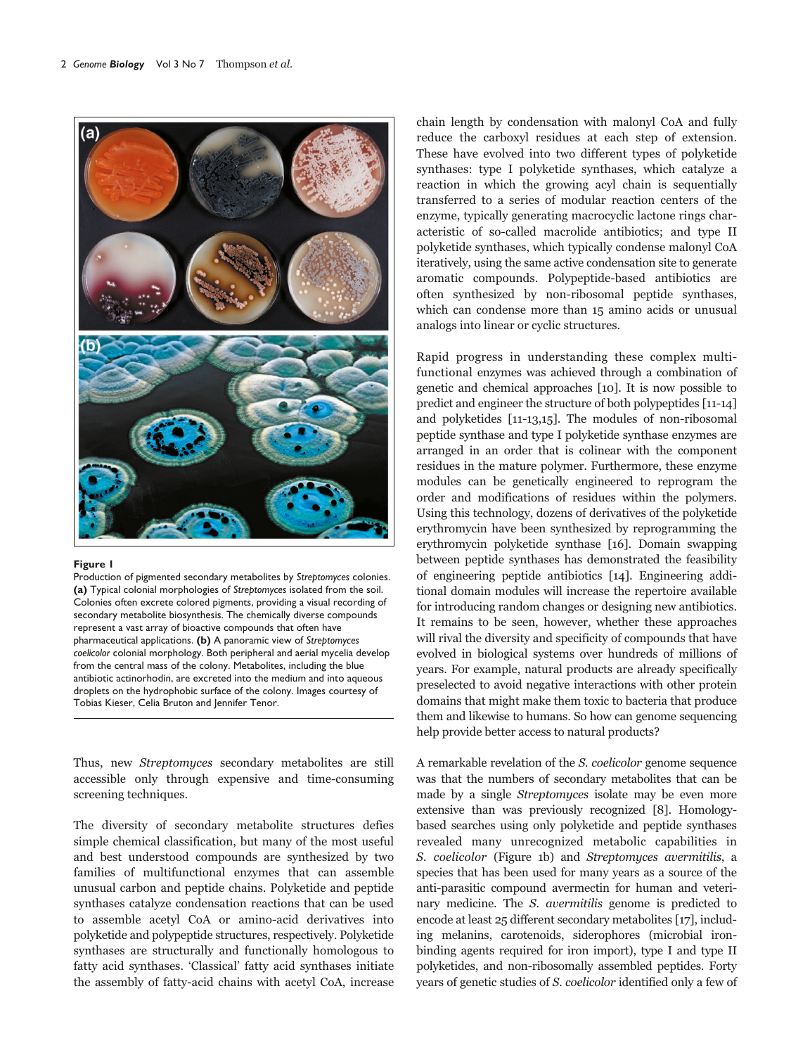**Figure 1**
Production of pigmented secondary metabolites by *Streptomyces* colonies. **(a)** Typical colonial morphologies of *Streptomyces* isolated from the soil. Colonies often excrete colored pigments, providing a visual recording of secondary metabolite biosynthesis. The chemically diverse compounds represent a vast array of bioactive compounds that often have pharmaceutical applications. **(b)** A panoramic view of *Streptomyces coelicolor* colonial morphology. Both peripheral and aerial mycelia develop from the central mass of the colony. Metabolites, including the blue antibiotic actinorhodin, are excreted into the medium and into aqueous droplets on the hydrophobic surface of the colony. Images courtesy of Tobias Kieser, Celia Bruton and Jennifer Tenor.

Thus, new *Streptomyces* secondary metabolites are still accessible only through expensive and time-consuming screening techniques.

The diversity of secondary metabolite structures defies simple chemical classification, but many of the most useful and best understood compounds are synthesized by two families of multifunctional enzymes that can assemble unusual carbon and peptide chains. Polyketide and peptide synthases catalyze condensation reactions that can be used to assemble acetyl CoA or amino-acid derivatives into polyketide and polypeptide structures, respectively. Polyketide synthases are structurally and functionally homologous to fatty acid synthases. 'Classical' fatty acid synthases initiate the assembly of fatty-acid chains with acetyl CoA, increase chain length by condensation with malonyl CoA and fully reduce the carboxyl residues at each step of extension. These have evolved into two different types of polyketide synthases: type I polyketide synthases, which catalyze a reaction in which the growing acyl chain is sequentially transferred to a series of modular reaction centers of the enzyme, typically generating macrocyclic lactone rings characteristic of so-called macrolide antibiotics; and type II polyketide synthases, which typically condense malonyl CoA iteratively, using the same active condensation site to generate aromatic compounds. Polypeptide-based antibiotics are often synthesized by non-ribosomal peptide synthases, which can condense more than 15 amino acids or unusual analogs into linear or cyclic structures.

Rapid progress in understanding these complex multifunctional enzymes was achieved through a combination of genetic and chemical approaches [10]. It is now possible to predict and engineer the structure of both polypeptides [11-14] and polyketides [11-13,15]. The modules of non-ribosomal peptide synthase and type I polyketide synthase enzymes are arranged in an order that is colinear with the component residues in the mature polymer. Furthermore, these enzyme modules can be genetically engineered to reprogram the order and modifications of residues within the polymers. Using this technology, dozens of derivatives of the polyketide erythromycin have been synthesized by reprogramming the erythromycin polyketide synthase [16]. Domain swapping between peptide synthases has demonstrated the feasibility of engineering peptide antibiotics [14]. Engineering additional domain modules will increase the repertoire available for introducing random changes or designing new antibiotics. It remains to be seen, however, whether these approaches will rival the diversity and specificity of compounds that have evolved in biological systems over hundreds of millions of years. For example, natural products are already specifically preselected to avoid negative interactions with other protein domains that might make them toxic to bacteria that produce them and likewise to humans. So how can genome sequencing help provide better access to natural products?

A remarkable revelation of the *S. coelicolor* genome sequence was that the numbers of secondary metabolites that can be made by a single *Streptomyces* isolate may be even more extensive than was previously recognized [8]. Homology-based searches using only polyketide and peptide synthases revealed many unrecognized metabolic capabilities in *S. coelicolor* (Figure 1b) and *Streptomyces avermitilis*, a species that has been used for many years as a source of the anti-parasitic compound avermectin for human and veterinary medicine. The *S. avermitilis* genome is predicted to encode at least 25 different secondary metabolites [17], including melanins, carotenoids, siderophores (microbial iron-binding agents required for iron import), type I and type II polyketides, and non-ribosomally assembled peptides. Forty years of genetic studies of *S. coelicolor* identified only a few of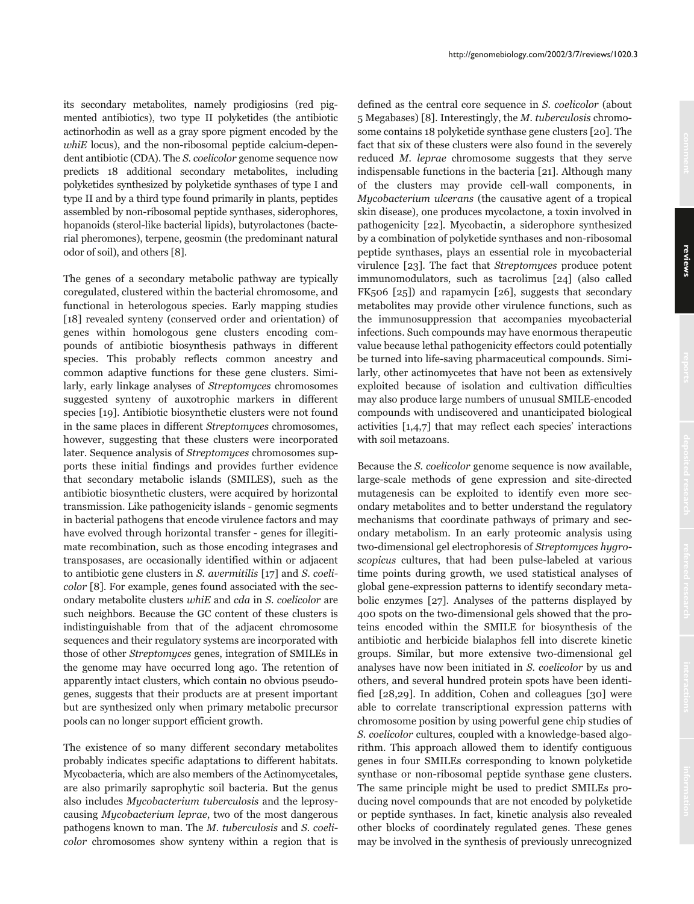its secondary metabolites, namely prodigiosins (red pigmented antibiotics), two type II polyketides (the antibiotic actinorhodin as well as a gray spore pigment encoded by the *whiE* locus), and the non-ribosomal peptide calcium-dependent antibiotic (CDA). The *S. coelicolor* genome sequence now predicts 18 additional secondary metabolites, including polyketides synthesized by polyketide synthases of type I and type II and by a third type found primarily in plants, peptides assembled by non-ribosomal peptide synthases, siderophores, hopanoids (sterol-like bacterial lipids), butyrolactones (bacterial pheromones), terpene, geosmin (the predominant natural odor of soil), and others [8].

The genes of a secondary metabolic pathway are typically coregulated, clustered within the bacterial chromosome, and functional in heterologous species. Early mapping studies [18] revealed synteny (conserved order and orientation) of genes within homologous gene clusters encoding compounds of antibiotic biosynthesis pathways in different species. This probably reflects common ancestry and common adaptive functions for these gene clusters. Similarly, early linkage analyses of *Streptomyces* chromosomes suggested synteny of auxotrophic markers in different species [19]. Antibiotic biosynthetic clusters were not found in the same places in different *Streptomyces* chromosomes, however, suggesting that these clusters were incorporated later. Sequence analysis of *Streptomyces* chromosomes supports these initial findings and provides further evidence that secondary metabolic islands (SMILES), such as the antibiotic biosynthetic clusters, were acquired by horizontal transmission. Like pathogenicity islands - genomic segments in bacterial pathogens that encode virulence factors and may have evolved through horizontal transfer - genes for illegitimate recombination, such as those encoding integrases and transposases, are occasionally identified within or adjacent to antibiotic gene clusters in *S. avermitilis* [17] and *S. coelicolor* [8]. For example, genes found associated with the secondary metabolite clusters *whiE* and *cda* in *S. coelicolor* are such neighbors. Because the GC content of these clusters is indistinguishable from that of the adjacent chromosome sequences and their regulatory systems are incorporated with those of other *Streptomyces* genes, integration of SMILEs in the genome may have occurred long ago. The retention of apparently intact clusters, which contain no obvious pseudogenes, suggests that their products are at present important but are synthesized only when primary metabolic precursor pools can no longer support efficient growth.

The existence of so many different secondary metabolites probably indicates specific adaptations to different habitats. Mycobacteria, which are also members of the Actinomycetales, are also primarily saprophytic soil bacteria. But the genus also includes *Mycobacterium tuberculosis* and the leprosy-causing *Mycobacterium leprae*, two of the most dangerous pathogens known to man. The *M. tuberculosis* and *S. coelicolor* chromosomes show synteny within a region that is defined as the central core sequence in *S. coelicolor* (about 5 Megabases) [8]. Interestingly, the *M. tuberculosis* chromosome contains 18 polyketide synthase gene clusters [20]. The fact that six of these clusters were also found in the severely reduced *M. leprae* chromosome suggests that they serve indispensable functions in the bacteria [21]. Although many of the clusters may provide cell-wall components, in *Mycobacterium ulcerans* (the causative agent of a tropical skin disease), one produces mycolactone, a toxin involved in pathogenicity [22]. Mycobactin, a siderophore synthesized by a combination of polyketide synthases and non-ribosomal peptide synthases, plays an essential role in mycobacterial virulence [23]. The fact that *Streptomyces* produce potent immunomodulators, such as tacrolimus [24] (also called FK506 [25]) and rapamycin [26], suggests that secondary metabolites may provide other virulence functions, such as the immunosuppression that accompanies mycobacterial infections. Such compounds may have enormous therapeutic value because lethal pathogenicity effectors could potentially be turned into life-saving pharmaceutical compounds. Similarly, other actinomycetes that have not been as extensively exploited because of isolation and cultivation difficulties may also produce large numbers of unusual SMILE-encoded compounds with undiscovered and unanticipated biological activities [1,4,7] that may reflect each species' interactions with soil metazoans.

Because the *S. coelicolor* genome sequence is now available, large-scale methods of gene expression and site-directed mutagenesis can be exploited to identify even more secondary metabolites and to better understand the regulatory mechanisms that coordinate pathways of primary and secondary metabolism. In an early proteomic analysis using two-dimensional gel electrophoresis of *Streptomyces hygroscopicus* cultures, that had been pulse-labeled at various time points during growth, we used statistical analyses of global gene-expression patterns to identify secondary metabolic enzymes [27]. Analyses of the patterns displayed by 400 spots on the two-dimensional gels showed that the proteins encoded within the SMILE for biosynthesis of the antibiotic and herbicide bialaphos fell into discrete kinetic groups. Similar, but more extensive two-dimensional gel analyses have now been initiated in *S. coelicolor* by us and others, and several hundred protein spots have been identified [28,29]. In addition, Cohen and colleagues [30] were able to correlate transcriptional expression patterns with chromosome position by using powerful gene chip studies of *S. coelicolor* cultures, coupled with a knowledge-based algorithm. This approach allowed them to identify contiguous genes in four SMILEs corresponding to known polyketide synthase or non-ribosomal peptide synthase gene clusters. The same principle might be used to predict SMILEs producing novel compounds that are not encoded by polyketide or peptide synthases. In fact, kinetic analysis also revealed other blocks of coordinately regulated genes. These genes may be involved in the synthesis of previously unrecognized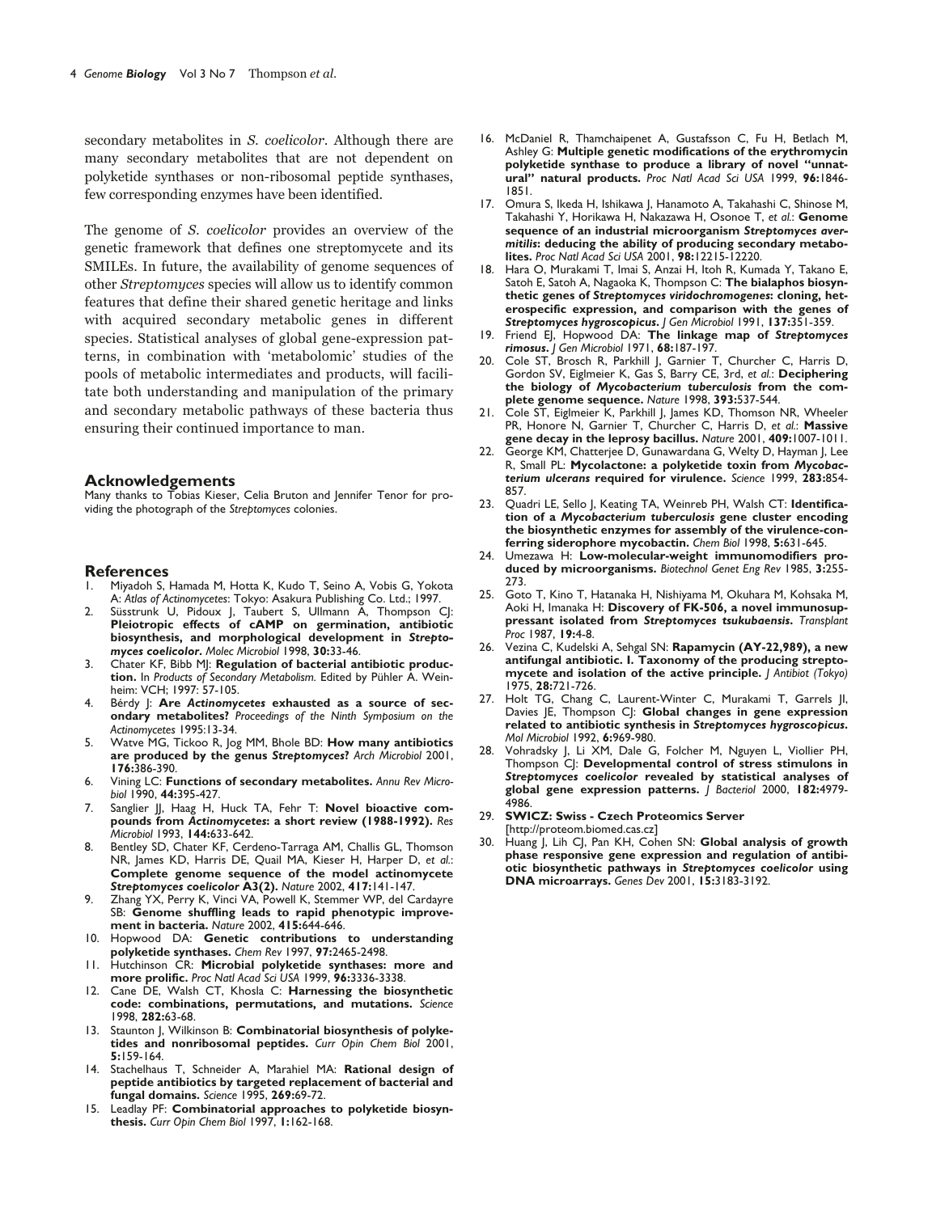secondary metabolites in *S. coelicolor*. Although there are many secondary metabolites that are not dependent on polyketide synthases or non-ribosomal peptide synthases, few corresponding enzymes have been identified.

The genome of *S. coelicolor* provides an overview of the genetic framework that defines one streptomycete and its SMILEs. In future, the availability of genome sequences of other *Streptomyces* species will allow us to identify common features that define their shared genetic heritage and links with acquired secondary metabolic genes in different species. Statistical analyses of global gene-expression patterns, in combination with 'metabolomic' studies of the pools of metabolic intermediates and products, will facilitate both understanding and manipulation of the primary and secondary metabolic pathways of these bacteria thus ensuring their continued importance to man.

## Acknowledgements

Many thanks to Tobias Kieser, Celia Bruton and Jennifer Tenor for providing the photograph of the *Streptomyces* colonies.

## References

1. Miyadoh S, Hamada M, Hotta K, Kudo T, Seino A, Vobis G, Yokota A: *Atlas of Actinomycetes*: Tokyo: Asakura Publishing Co. Ltd.; 1997.
2. Süsstrunk U, Pidoux J, Taubert S, Ullmann A, Thompson CJ: **Pleiotropic effects of cAMP on germination, antibiotic biosynthesis, and morphological development in *Streptomyces coelicolor*.** *Molec Microbiol* 1998, **30:**33-46.
3. Chater KF, Bibb MJ: **Regulation of bacterial antibiotic production.** In *Products of Secondary Metabolism.* Edited by Pühler A. Weinheim: VCH; 1997: 57-105.
4. Bérdy J: **Are *Actinomycetes* exhausted as a source of secondary metabolites?** *Proceedings of the Ninth Symposium on the Actinomycetes* 1995:13-34.
5. Watve MG, Tickoo R, Jog MM, Bhole BD: **How many antibiotics are produced by the genus *Streptomyces*?** *Arch Microbiol* 2001, **176:**386-390.
6. Vining LC: **Functions of secondary metabolites.** *Annu Rev Microbiol* 1990, **44:**395-427.
7. Sanglier JJ, Haag H, Huck TA, Fehr T: **Novel bioactive compounds from *Actinomycetes*: a short review (1988-1992).** *Res Microbiol* 1993, **144:**633-642.
8. Bentley SD, Chater KF, Cerdeno-Tarraga AM, Challis GL, Thomson NR, James KD, Harris DE, Quail MA, Kieser H, Harper D, *et al.*: **Complete genome sequence of the model actinomycete *Streptomyces coelicolor* A3(2).** *Nature* 2002, **417:**141-147.
9. Zhang YX, Perry K, Vinci VA, Powell K, Stemmer WP, del Cardayre SB: **Genome shuffling leads to rapid phenotypic improvement in bacteria.** *Nature* 2002, **415:**644-646.
10. Hopwood DA: **Genetic contributions to understanding polyketide synthases.** *Chem Rev* 1997, **97:**2465-2498.
11. Hutchinson CR: **Microbial polyketide synthases: more and more prolific.** *Proc Natl Acad Sci USA* 1999, **96:**3336-3338.
12. Cane DE, Walsh CT, Khosla C: **Harnessing the biosynthetic code: combinations, permutations, and mutations.** *Science* 1998, **282:**63-68.
13. Staunton J, Wilkinson B: **Combinatorial biosynthesis of polyketides and nonribosomal peptides.** *Curr Opin Chem Biol* 2001, **5:**159-164.
14. Stachelhaus T, Schneider A, Marahiel MA: **Rational design of peptide antibiotics by targeted replacement of bacterial and fungal domains.** *Science* 1995, **269:**69-72.
15. Leadlay PF: **Combinatorial approaches to polyketide biosynthesis.** *Curr Opin Chem Biol* 1997, **1:**162-168.
16. McDaniel R, Thamchaipenet A, Gustafsson C, Fu H, Betlach M, Ashley G: **Multiple genetic modifications of the erythromycin polyketide synthase to produce a library of novel "unnatural" natural products.** *Proc Natl Acad Sci USA* 1999, **96:**1846-1851.
17. Omura S, Ikeda H, Ishikawa J, Hanamoto A, Takahashi C, Shinose M, Takahashi Y, Horikawa H, Nakazawa H, Osonoe T, *et al.*: **Genome sequence of an industrial microorganism *Streptomyces avermitilis*: deducing the ability of producing secondary metabolites.** *Proc Natl Acad Sci USA* 2001, **98:**12215-12220.
18. Hara O, Murakami T, Imai S, Anzai H, Itoh R, Kumada Y, Takano E, Satoh E, Satoh A, Nagaoka K, Thompson C: **The bialaphos biosynthetic genes of *Streptomyces viridochromogenes*: cloning, heterospecific expression, and comparison with the genes of *Streptomyces hygroscopicus*.** *J Gen Microbiol* 1991, **137:**351-359.
19. Friend EJ, Hopwood DA: **The linkage map of *Streptomyces rimosus*.** *J Gen Microbiol* 1971, **68:**187-197.
20. Cole ST, Brosch R, Parkhill J, Garnier T, Churcher C, Harris D, Gordon SV, Eiglmeier K, Gas S, Barry CE, 3rd, *et al.*: **Deciphering the biology of *Mycobacterium tuberculosis* from the complete genome sequence.** *Nature* 1998, **393:**537-544.
21. Cole ST, Eiglmeier K, Parkhill J, James KD, Thomson NR, Wheeler PR, Honore N, Garnier T, Churcher C, Harris D, *et al.*: **Massive gene decay in the leprosy bacillus.** *Nature* 2001, **409:**1007-1011.
22. George KM, Chatterjee D, Gunawardana G, Welty D, Hayman J, Lee R, Small PL: **Mycolactone: a polyketide toxin from *Mycobacterium ulcerans* required for virulence.** *Science* 1999, **283:**854-857.
23. Quadri LE, Sello J, Keating TA, Weinreb PH, Walsh CT: **Identification of a *Mycobacterium tuberculosis* gene cluster encoding the biosynthetic enzymes for assembly of the virulence-conferring siderophore mycobactin.** *Chem Biol* 1998, **5:**631-645.
24. Umezawa H: **Low-molecular-weight immunomodifiers produced by microorganisms.** *Biotechnol Genet Eng Rev* 1985, **3:**255-273.
25. Goto T, Kino T, Hatanaka H, Nishiyama M, Okuhara M, Kohsaka M, Aoki H, Imanaka H: **Discovery of FK-506, a novel immunosuppressant isolated from *Streptomyces tsukubaensis*.** *Transplant Proc* 1987, **19:**4-8.
26. Vezina C, Kudelski A, Sehgal SN: **Rapamycin (AY-22,989), a new antifungal antibiotic. I. Taxonomy of the producing streptomycete and isolation of the active principle.** *J Antibiot (Tokyo)* 1975, **28:**721-726.
27. Holt TG, Chang C, Laurent-Winter C, Murakami T, Garrels JI, Davies JE, Thompson CJ: **Global changes in gene expression related to antibiotic synthesis in *Streptomyces hygroscopicus*.** *Mol Microbiol* 1992, **6:**969-980.
28. Vohradsky J, Li XM, Dale G, Folcher M, Nguyen L, Viollier PH, Thompson CJ: **Developmental control of stress stimulons in *Streptomyces coelicolor* revealed by statistical analyses of global gene expression patterns.** *J Bacteriol* 2000, **182:**4979-4986.
29. **SWICZ: Swiss - Czech Proteomics Server** [http://proteom.biomed.cas.cz]
30. Huang J, Lih CJ, Pan KH, Cohen SN: **Global analysis of growth phase responsive gene expression and regulation of antibiotic biosynthetic pathways in *Streptomyces coelicolor* using DNA microarrays.** *Genes Dev* 2001, **15:**3183-3192.